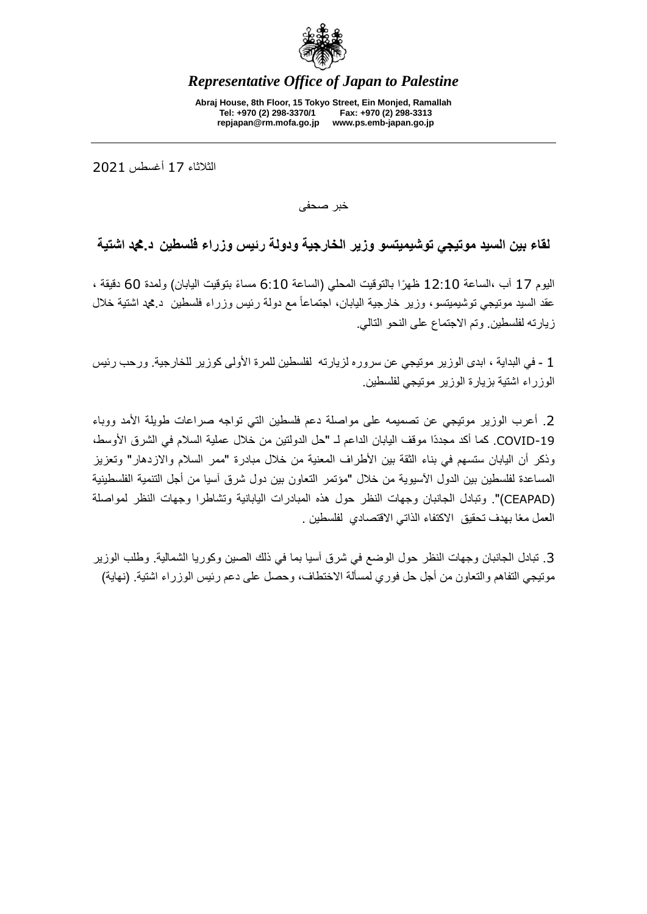*Representative Office of Japan to Palestine*

**Abraj House, 8th Floor, 15 Tokyo Street, Ein Monjed, Ramallah**
**Tel: +970 (2) 298-3370/1 Fax: +970 (2) 298-3313**
**repjapan@rm.mofa.go.jp www.ps.emb-japan.go.jp**

---

الثلاثاء 17 أغسطس 2021

خبر صحفي

## لقاء بين السيد موتيجي توشيميتسو وزير الخارجية ودولة رئيس وزراء فلسطين د.محمد اشتية

اليوم 17 آب ،الساعة 12:10 ظهرًا بالتوقيت المحلي (الساعة 6:10 مساءً بتوقيت اليابان) ولمدة 60 دقيقة ، عقد السيد موتيجي توشيميتسو، وزير خارجية اليابان، اجتماعاً مع دولة رئيس وزراء فلسطين د.محمد اشتية خلال زيارته لفلسطين. وتم الاجتماع على النحو التالي.

1 - في البداية ، ابدى الوزير موتيجي عن سروره لزيارته لفلسطين للمرة الأولى كوزير للخارجية. ورحب رئيس الوزراء اشتية بزيارة الوزير موتيجي لفلسطين.

2. أعرب الوزير موتيجي عن تصميمه على مواصلة دعم فلسطين التي تواجه صراعات طويلة الأمد ووباء COVID-19. كما أكد مجددًا موقف اليابان الداعم لـ "حل الدولتين من خلال عملية السلام في الشرق الأوسط، وذكر أن اليابان ستسهم في بناء الثقة بين الأطراف المعنية من خلال مبادرة "ممر السلام والازدهار" وتعزيز المساعدة لفلسطين بين الدول الآسيوية من خلال "مؤتمر التعاون بين دول شرق آسيا من أجل التنمية الفلسطينية (CEAPAD)". وتبادل الجانبان وجهات النظر حول هذه المبادرات اليابانية وتشاطرا وجهات النظر لمواصلة العمل معًا بهدف تحقيق الاكتفاء الذاتي الاقتصادي لفلسطين .

3. تبادل الجانبان وجهات النظر حول الوضع في شرق آسيا بما في ذلك الصين وكوريا الشمالية. وطلب الوزير موتيجي التفاهم والتعاون من أجل حل فوري لمسألة الاختطاف، وحصل على دعم رئيس الوزراء اشتية. (نهاية)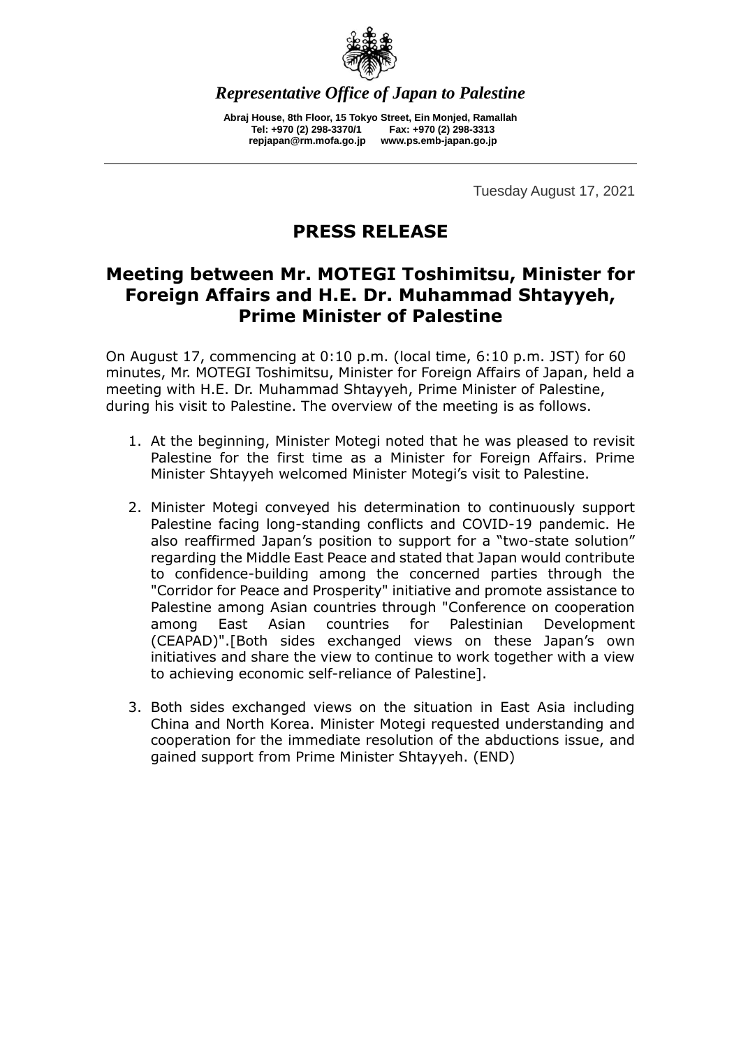*Representative Office of Japan to Palestine*

**Abraj House, 8th Floor, 15 Tokyo Street, Ein Monjed, Ramallah**
**Tel: +970 (2) 298-3370/1 Fax: +970 (2) 298-3313**
**repjapan@rm.mofa.go.jp www.ps.emb-japan.go.jp**

---

Tuesday August 17, 2021

# PRESS RELEASE

## Meeting between Mr. MOTEGI Toshimitsu, Minister for Foreign Affairs and H.E. Dr. Muhammad Shtayyeh, Prime Minister of Palestine

On August 17, commencing at 0:10 p.m. (local time, 6:10 p.m. JST) for 60 minutes, Mr. MOTEGI Toshimitsu, Minister for Foreign Affairs of Japan, held a meeting with H.E. Dr. Muhammad Shtayyeh, Prime Minister of Palestine, during his visit to Palestine. The overview of the meeting is as follows.

1. At the beginning, Minister Motegi noted that he was pleased to revisit Palestine for the first time as a Minister for Foreign Affairs. Prime Minister Shtayyeh welcomed Minister Motegi's visit to Palestine.

2. Minister Motegi conveyed his determination to continuously support Palestine facing long-standing conflicts and COVID-19 pandemic. He also reaffirmed Japan's position to support for a "two-state solution" regarding the Middle East Peace and stated that Japan would contribute to confidence-building among the concerned parties through the "Corridor for Peace and Prosperity" initiative and promote assistance to Palestine among Asian countries through "Conference on cooperation among East Asian countries for Palestinian Development (CEAPAD)".[Both sides exchanged views on these Japan's own initiatives and share the view to continue to work together with a view to achieving economic self-reliance of Palestine].

3. Both sides exchanged views on the situation in East Asia including China and North Korea. Minister Motegi requested understanding and cooperation for the immediate resolution of the abductions issue, and gained support from Prime Minister Shtayyeh. (END)